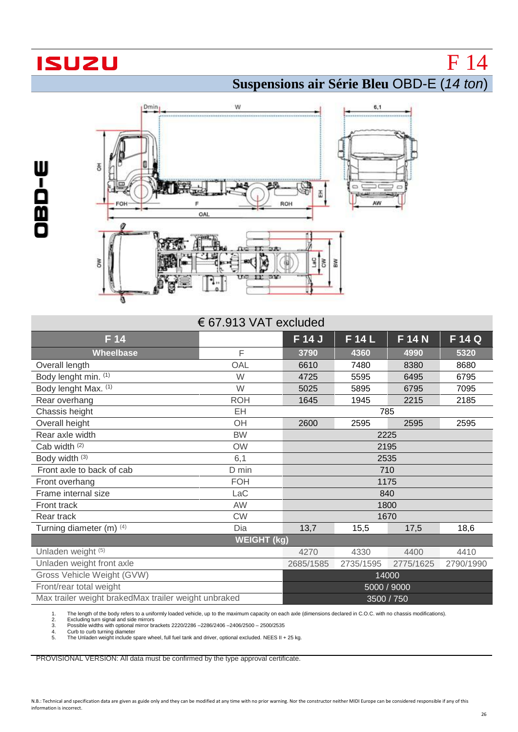# ISUZU

# F 14

## **Suspensions air Série Bleu** OBD-E (*14 ton*)

OBD-E

€ 67.913 VAT excluded

| F 14 | | F 14 J | F 14 L | F 14 N | F 14 Q |
|---|---|---|---|---|---|
| Wheelbase | F | 3790 | 4360 | 4990 | 5320 |
| Overall length | OAL | 6610 | 7480 | 8380 | 8680 |
| Body lenght min. (1) | W | 4725 | 5595 | 6495 | 6795 |
| Body lenght Max. (1) | W | 5025 | 5895 | 6795 | 7095 |
| Rear overhang | ROH | 1645 | 1945 | 2215 | 2185 |
| Chassis height | EH | 785 | | | |
| Overall height | OH | 2600 | 2595 | 2595 | 2595 |
| Rear axle width | BW | 2225 | | | |
| Cab width (2) | OW | 2195 | | | |
| Body width (3) | 6,1 | 2535 | | | |
| Front axle to back of cab | D min | 710 | | | |
| Front overhang | FOH | 1175 | | | |
| Frame internal size | LaC | 840 | | | |
| Front track | AW | 1800 | | | |
| Rear track | CW | 1670 | | | |
| Turning diameter (m) (4) | Dia | 13,7 | 15,5 | 17,5 | 18,6 |
| **WEIGHT (kg)** | | | | | |
| Unladen weight (5) | | 4270 | 4330 | 4400 | 4410 |
| Unladen weight front axle | | 2685/1585 | 2735/1595 | 2775/1625 | 2790/1990 |
| Gross Vehicle Weight (GVW) | | 14000 | | | |
| Front/rear total weight | | 5000 / 9000 | | | |
| Max trailer weight brakedMax trailer weight unbraked | | 3500 / 750 | | | |

1. The length of the body refers to a uniformly loaded vehicle, up to the maximum capacity on each axle (dimensions declared in C.O.C. with no chassis modifications).
2. Excluding turn signal and side mirrors
3. Possible widths with optional mirror brackets 2220/2286 –2286/2406 –2406/2500 – 2500/2535
4. Curb to curb turning diameter
5. The Unladen weight include spare wheel, full fuel tank and driver, optional excluded. NEES II + 25 kg.

PROVISIONAL VERSION: All data must be confirmed by the type approval certificate.

N.B.: Technical and specification data are given as guide only and they can be modified at any time with no prior warning. Nor the constructor neither MIDI Europe can be considered responsible if any of this information is incorrect.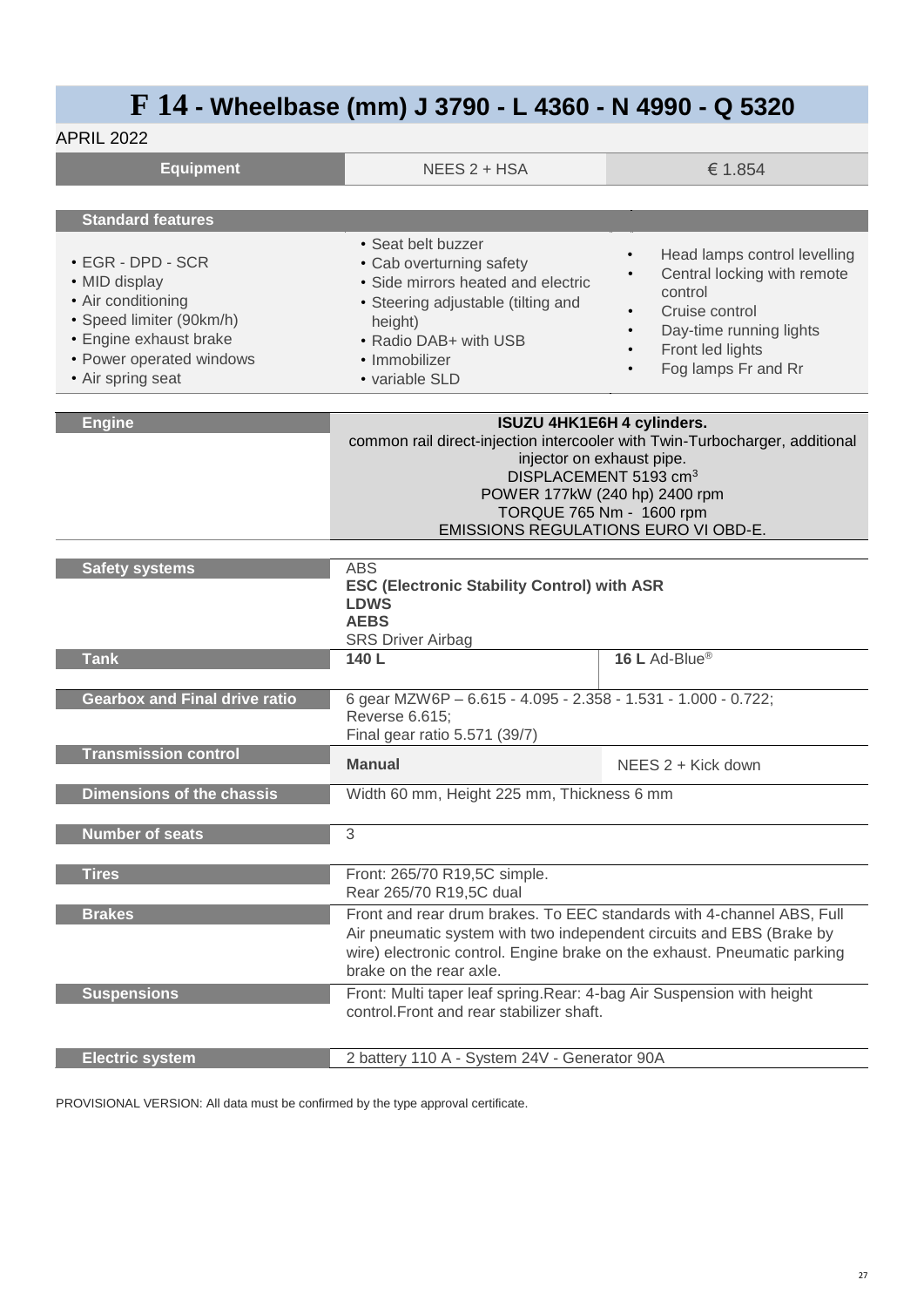# F 14 - Wheelbase (mm) J 3790 - L 4360 - N 4990 - Q 5320

APRIL 2022

| Equipment | NEES 2 + HSA | € 1.854 |
|---|---|---|

| Standard features | | |
|---|---|---|
| • EGR - DPD - SCR<br>• MID display<br>• Air conditioning<br>• Speed limiter (90km/h)<br>• Engine exhaust brake<br>• Power operated windows<br>• Air spring seat | • Seat belt buzzer<br>• Cab overturning safety<br>• Side mirrors heated and electric<br>• Steering adjustable (tilting and height)<br>• Radio DAB+ with USB<br>• Immobilizer<br>• variable SLD | • Head lamps control levelling<br>• Central locking with remote control<br>• Cruise control<br>• Day-time running lights<br>• Front led lights<br>• Fog lamps Fr and Rr |

| | | |
|---|---|---|
| **Engine** | **ISUZU 4HK1E6H 4 cylinders.**<br>common rail direct-injection intercooler with Twin-Turbocharger, additional injector on exhaust pipe.<br>DISPLACEMENT 5193 cm$^3$<br>POWER 177kW (240 hp) 2400 rpm<br>TORQUE 765 Nm - 1600 rpm<br>EMISSIONS REGULATIONS EURO VI OBD-E. | |
| **Safety systems** | ABS<br>**ESC (Electronic Stability Control) with ASR**<br>**LDWS**<br>**AEBS**<br>SRS Driver Airbag | |
| **Tank** | **140 L** | **16 L** Ad-Blue® |
| **Gearbox and Final drive ratio** | 6 gear MZW6P – 6.615 - 4.095 - 2.358 - 1.531 - 1.000 - 0.722;<br>Reverse 6.615;<br>Final gear ratio 5.571 (39/7) | |
| **Transmission control** | **Manual** | NEES 2 + Kick down |
| **Dimensions of the chassis** | Width 60 mm, Height 225 mm, Thickness 6 mm | |
| **Number of seats** | 3 | |
| **Tires** | Front: 265/70 R19,5C simple.<br>Rear 265/70 R19,5C dual | |
| **Brakes** | Front and rear drum brakes. To EEC standards with 4-channel ABS, Full Air pneumatic system with two independent circuits and EBS (Brake by wire) electronic control. Engine brake on the exhaust. Pneumatic parking brake on the rear axle. | |
| **Suspensions** | Front: Multi taper leaf spring.Rear: 4-bag Air Suspension with height control.Front and rear stabilizer shaft. | |
| **Electric system** | 2 battery 110 A - System 24V - Generator 90A | |

PROVISIONAL VERSION: All data must be confirmed by the type approval certificate.